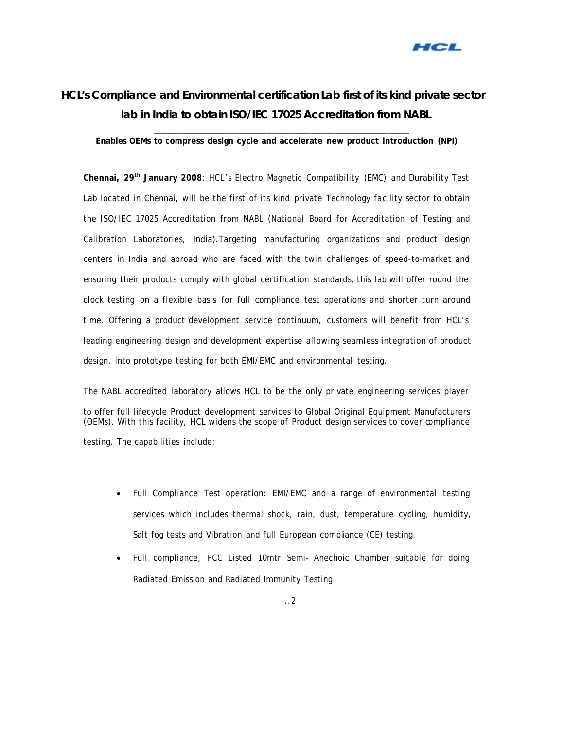# HCL's Compliance and Environmental certification Lab first of its kind private sector lab in India to obtain ISO/IEC 17025 Accreditation from NABL

**Enables OEMs to compress design cycle and accelerate new product introduction (NPI)**

**Chennai, 29th January 2008**: HCL's Electro Magnetic Compatibility (EMC) and Durability Test Lab located in Chennai, will be the first of its kind private Technology facility sector to obtain the ISO/IEC 17025 Accreditation from NABL (National Board for Accreditation of Testing and Calibration Laboratories, India).Targeting manufacturing organizations and product design centers in India and abroad who are faced with the twin challenges of speed-to-market and ensuring their products comply with global certification standards, this lab will offer round the clock testing on a flexible basis for full compliance test operations and shorter turn around time. Offering a product development service continuum, customers will benefit from HCL's leading engineering design and development expertise allowing seamless integration of product design, into prototype testing for both EMI/EMC and environmental testing.

The NABL accredited laboratory allows HCL to be the only private engineering services player to offer full lifecycle Product development services to Global Original Equipment Manufacturers (OEMs). With this facility, HCL widens the scope of Product design services to cover compliance testing. The capabilities include:

- Full Compliance Test operation: EMI/EMC and a range of environmental testing services which includes thermal shock, rain, dust, temperature cycling, humidity, Salt fog tests and Vibration and full European compliance (CE) testing.
- Full compliance, FCC Listed 10mtr Semi- Anechoic Chamber suitable for doing Radiated Emission and Radiated Immunity Testing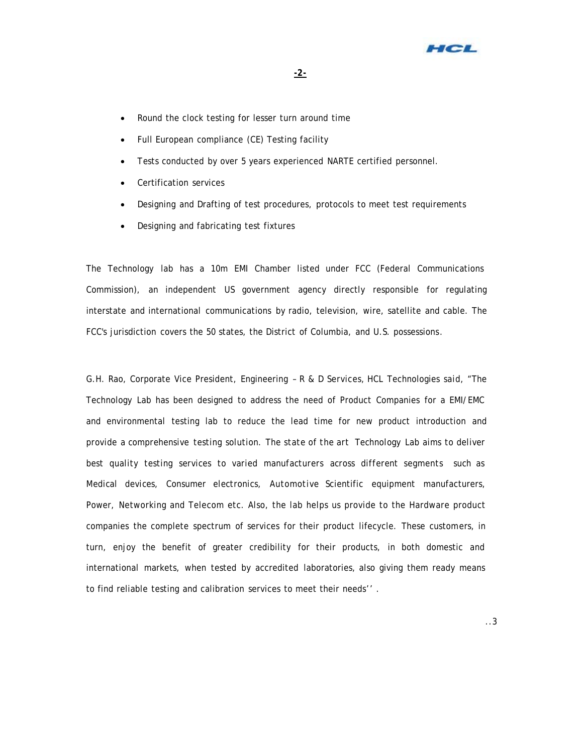- Round the clock testing for lesser turn around time
- Full European compliance (CE) Testing facility
- Tests conducted by over 5 years experienced NARTE certified personnel.
- Certification services
- Designing and Drafting of test procedures, protocols to meet test requirements
- Designing and fabricating test fixtures

The Technology lab has a 10m EMI Chamber listed under FCC (Federal Communications Commission), an independent US government agency directly responsible for regulating interstate and international communications by radio, television, wire, satellite and cable. The FCC's jurisdiction covers the 50 states, the District of Columbia, and U.S. possessions.

G.H. Rao, Corporate Vice President, Engineering – R & D Services, HCL Technologies said, "The Technology Lab has been designed to address the need of Product Companies for a EMI/EMC and environmental testing lab to reduce the lead time for new product introduction and provide a comprehensive testing solution. The state of the art Technology Lab aims to deliver best quality testing services to varied manufacturers across different segments such as Medical devices, Consumer electronics, Automotive Scientific equipment manufacturers, Power, Networking and Telecom etc. Also, the lab helps us provide to the Hardware product companies the complete spectrum of services for their product lifecycle. These customers, in turn, enjoy the benefit of greater credibility for their products, in both domestic and international markets, when tested by accredited laboratories, also giving them ready means to find reliable testing and calibration services to meet their needs''.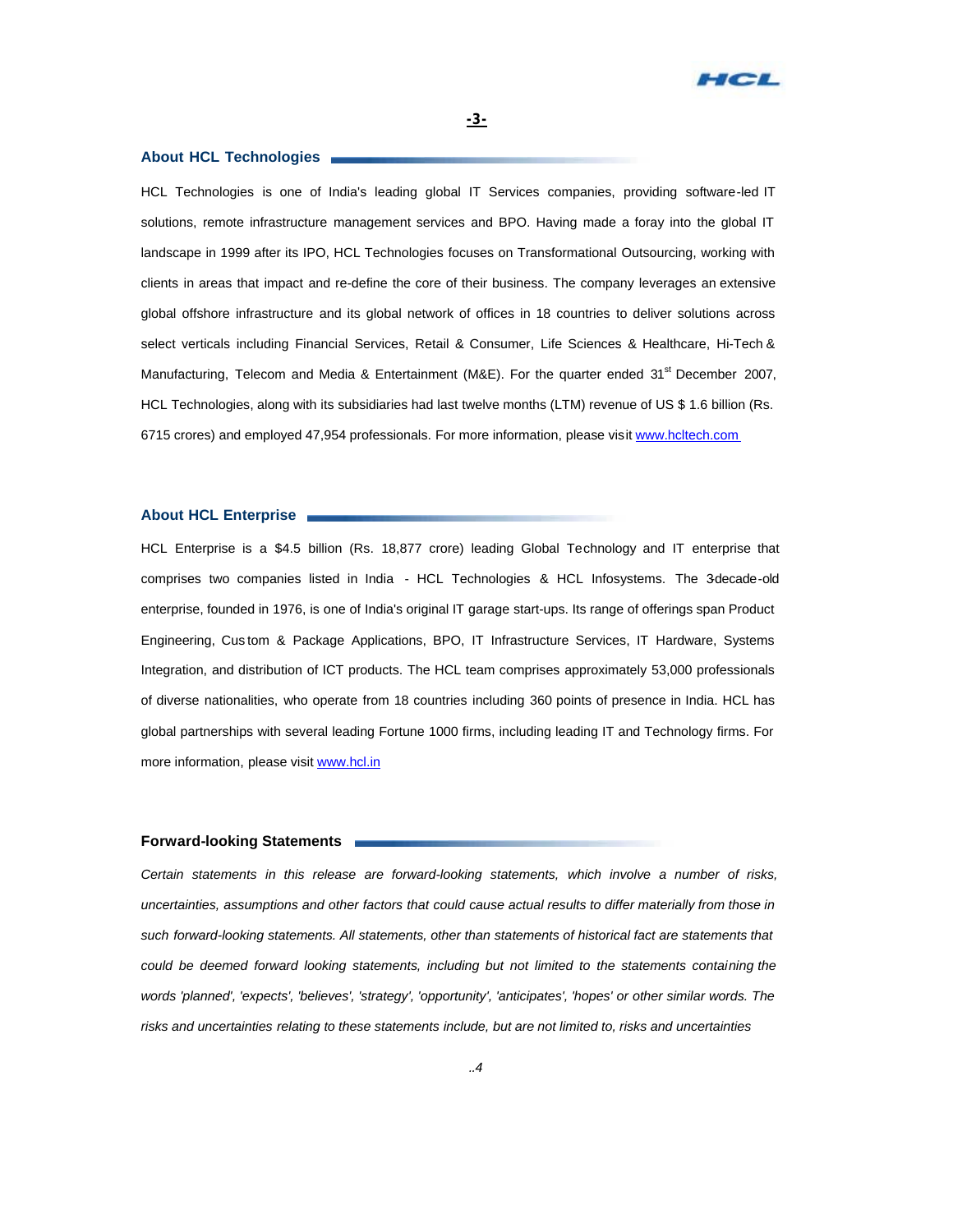## About HCL Technologies

HCL Technologies is one of India's leading global IT Services companies, providing software-led IT solutions, remote infrastructure management services and BPO. Having made a foray into the global IT landscape in 1999 after its IPO, HCL Technologies focuses on Transformational Outsourcing, working with clients in areas that impact and re-define the core of their business. The company leverages an extensive global offshore infrastructure and its global network of offices in 18 countries to deliver solutions across select verticals including Financial Services, Retail & Consumer, Life Sciences & Healthcare, Hi-Tech & Manufacturing, Telecom and Media & Entertainment (M&E). For the quarter ended 31st December 2007, HCL Technologies, along with its subsidiaries had last twelve months (LTM) revenue of US $ 1.6 billion (Rs. 6715 crores) and employed 47,954 professionals. For more information, please visit www.hcltech.com

## About HCL Enterprise

HCL Enterprise is a $4.5 billion (Rs. 18,877 crore) leading Global Technology and IT enterprise that comprises two companies listed in India - HCL Technologies & HCL Infosystems. The 3-decade-old enterprise, founded in 1976, is one of India's original IT garage start-ups. Its range of offerings span Product Engineering, Custom & Package Applications, BPO, IT Infrastructure Services, IT Hardware, Systems Integration, and distribution of ICT products. The HCL team comprises approximately 53,000 professionals of diverse nationalities, who operate from 18 countries including 360 points of presence in India. HCL has global partnerships with several leading Fortune 1000 firms, including leading IT and Technology firms. For more information, please visit www.hcl.in

## Forward-looking Statements

*Certain statements in this release are forward-looking statements, which involve a number of risks, uncertainties, assumptions and other factors that could cause actual results to differ materially from those in such forward-looking statements. All statements, other than statements of historical fact are statements that could be deemed forward looking statements, including but not limited to the statements containing the words 'planned', 'expects', 'believes', 'strategy', 'opportunity', 'anticipates', 'hopes' or other similar words. The risks and uncertainties relating to these statements include, but are not limited to, risks and uncertainties*

*..4*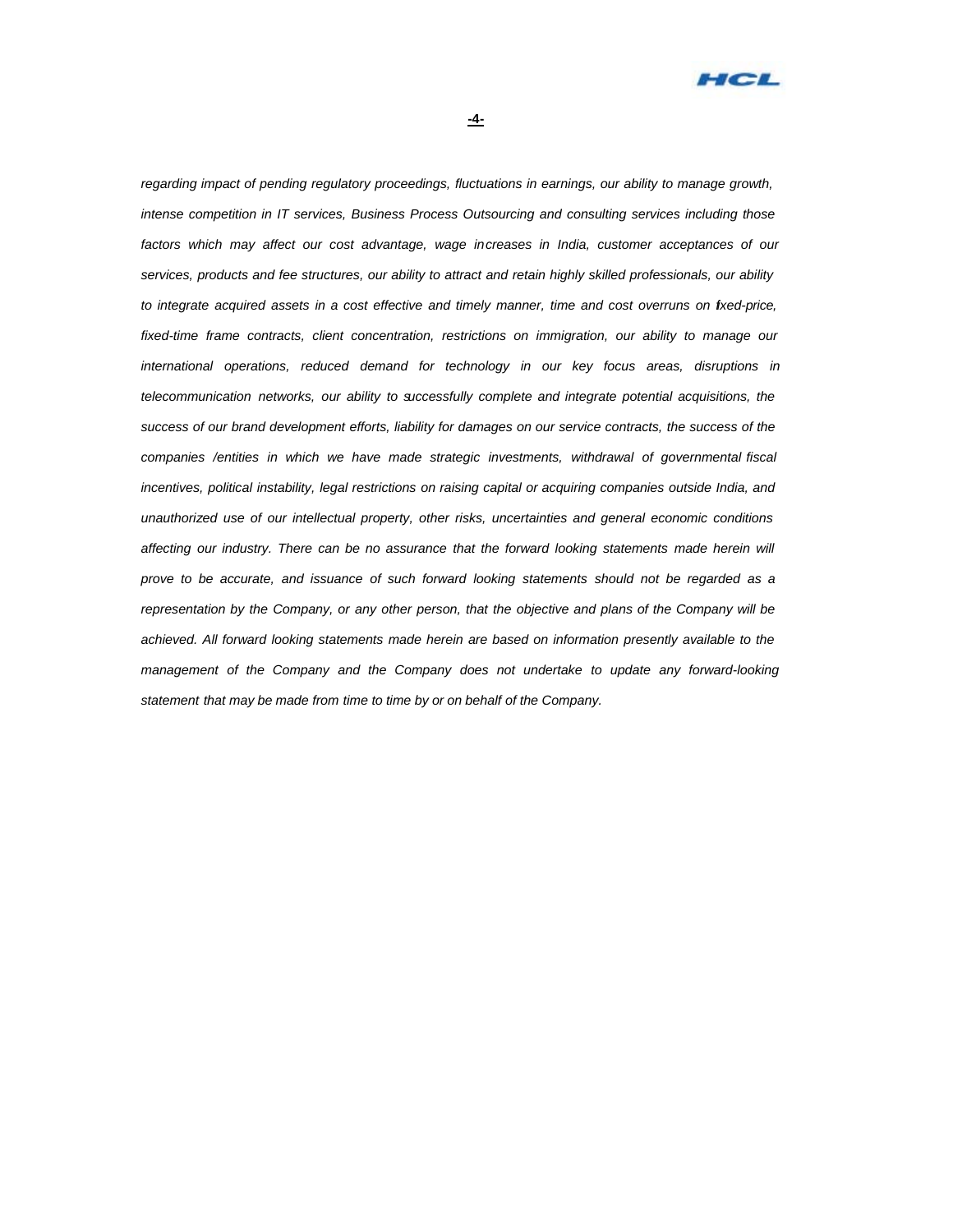*regarding impact of pending regulatory proceedings, fluctuations in earnings, our ability to manage growth, intense competition in IT services, Business Process Outsourcing and consulting services including those factors which may affect our cost advantage, wage increases in India, customer acceptances of our services, products and fee structures, our ability to attract and retain highly skilled professionals, our ability to integrate acquired assets in a cost effective and timely manner, time and cost overruns on fixed-price, fixed-time frame contracts, client concentration, restrictions on immigration, our ability to manage our international operations, reduced demand for technology in our key focus areas, disruptions in telecommunication networks, our ability to successfully complete and integrate potential acquisitions, the success of our brand development efforts, liability for damages on our service contracts, the success of the companies /entities in which we have made strategic investments, withdrawal of governmental fiscal incentives, political instability, legal restrictions on raising capital or acquiring companies outside India, and unauthorized use of our intellectual property, other risks, uncertainties and general economic conditions affecting our industry. There can be no assurance that the forward looking statements made herein will prove to be accurate, and issuance of such forward looking statements should not be regarded as a representation by the Company, or any other person, that the objective and plans of the Company will be achieved. All forward looking statements made herein are based on information presently available to the management of the Company and the Company does not undertake to update any forward-looking statement that may be made from time to time by or on behalf of the Company.*